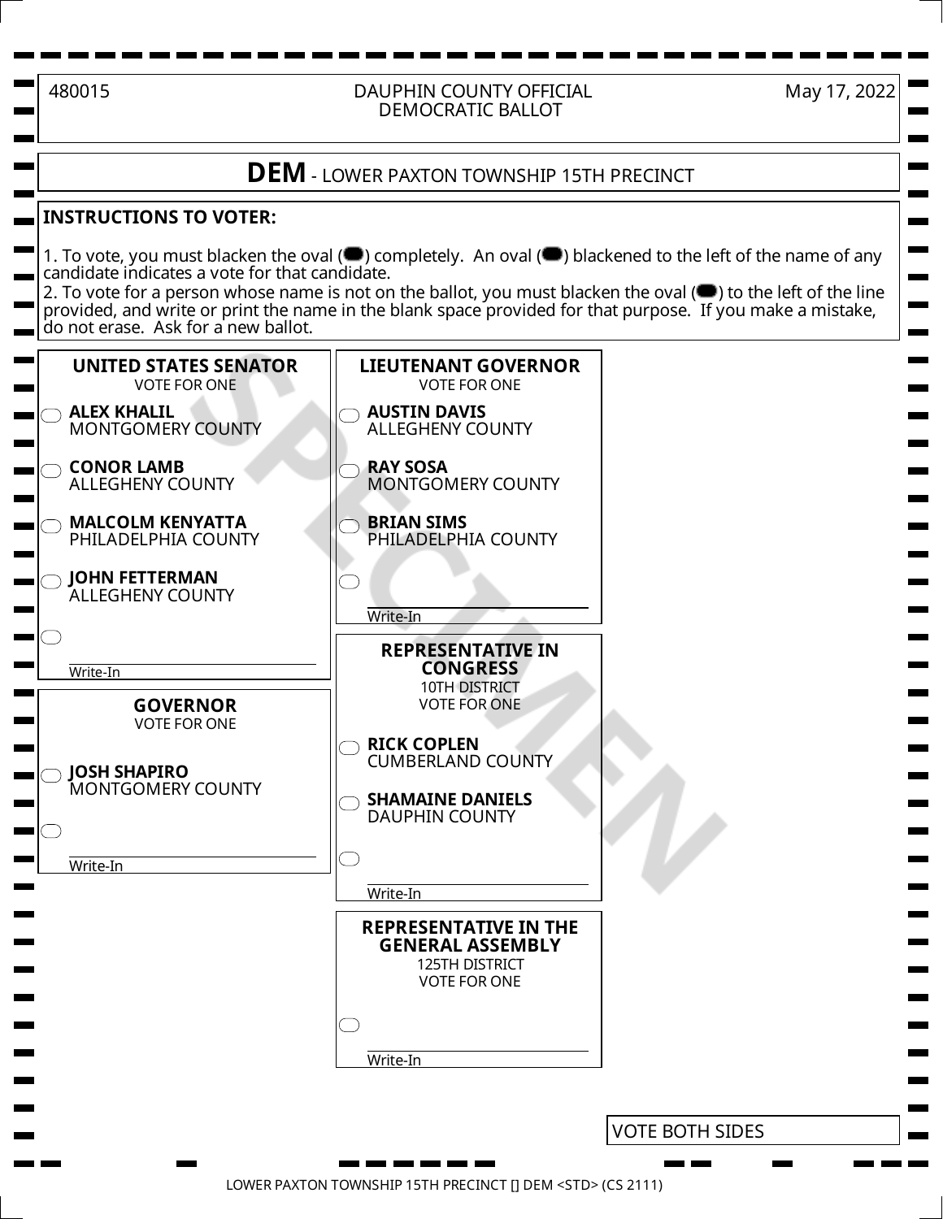480015

DAUPHIN COUNTY OFFICIAL
DEMOCRATIC BALLOT

May 17, 2022

# **DEM** - LOWER PAXTON TOWNSHIP 15TH PRECINCT

**INSTRUCTIONS TO VOTER:**

1. To vote, you must blacken the oval (⬬) completely. An oval (⬬) blackened to the left of the name of any candidate indicates a vote for that candidate.
2. To vote for a person whose name is not on the ballot, you must blacken the oval (⬬) to the left of the line provided, and write or print the name in the blank space provided for that purpose. If you make a mistake, do not erase. Ask for a new ballot.

## UNITED STATES SENATOR
VOTE FOR ONE

- ⬭ **ALEX KHALIL**
  MONTGOMERY COUNTY
- ⬭ **CONOR LAMB**
  ALLEGHENY COUNTY
- ⬭ **MALCOLM KENYATTA**
  PHILADELPHIA COUNTY
- ⬭ **JOHN FETTERMAN**
  ALLEGHENY COUNTY
- ⬭ ________________
  Write-In

## GOVERNOR
VOTE FOR ONE

- ⬭ **JOSH SHAPIRO**
  MONTGOMERY COUNTY
- ⬭ ________________
  Write-In

## LIEUTENANT GOVERNOR
VOTE FOR ONE

- ⬭ **AUSTIN DAVIS**
  ALLEGHENY COUNTY
- ⬭ **RAY SOSA**
  MONTGOMERY COUNTY
- ⬭ **BRIAN SIMS**
  PHILADELPHIA COUNTY
- ⬭ ________________
  Write-In

## REPRESENTATIVE IN CONGRESS
10TH DISTRICT
VOTE FOR ONE

- ⬭ **RICK COPLEN**
  CUMBERLAND COUNTY
- ⬭ **SHAMAINE DANIELS**
  DAUPHIN COUNTY
- ⬭ ________________
  Write-In

## REPRESENTATIVE IN THE GENERAL ASSEMBLY
125TH DISTRICT
VOTE FOR ONE

- ⬭ ________________
  Write-In

VOTE BOTH SIDES

LOWER PAXTON TOWNSHIP 15TH PRECINCT [] DEM <STD> (CS 2111)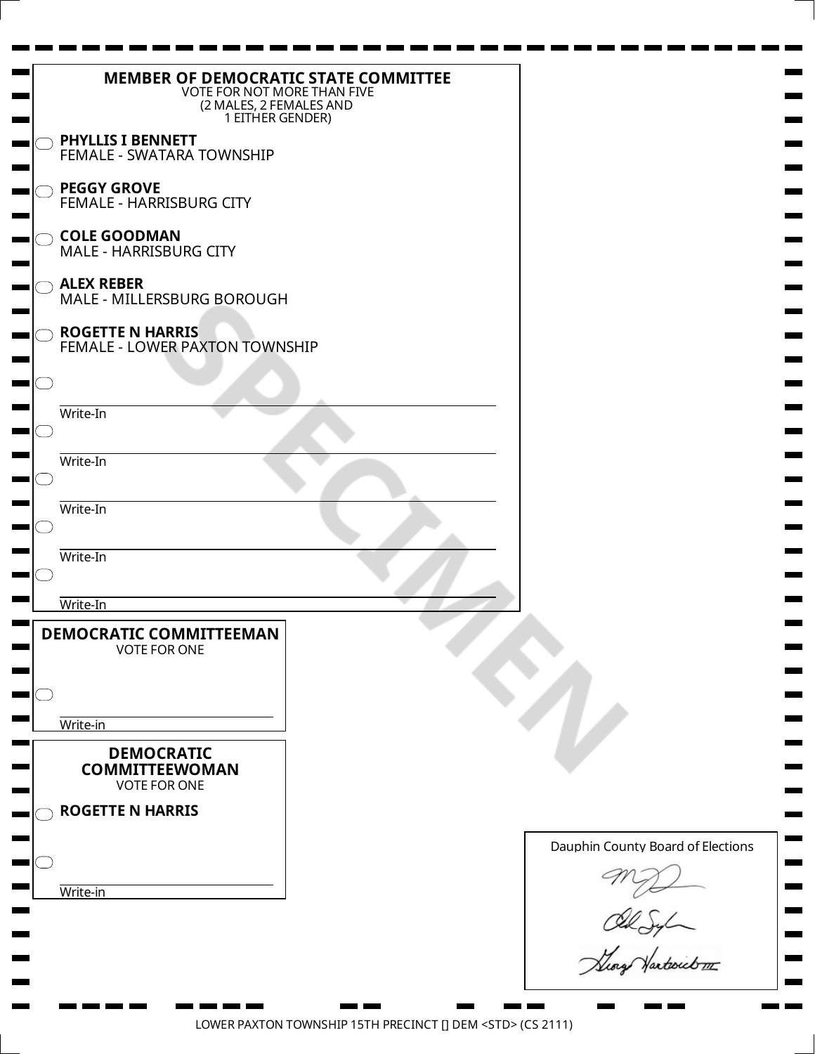## MEMBER OF DEMOCRATIC STATE COMMITTEE

VOTE FOR NOT MORE THAN FIVE
(2 MALES, 2 FEMALES AND
1 EITHER GENDER)

- **PHYLLIS I BENNETT**
  FEMALE - SWATARA TOWNSHIP
- **PEGGY GROVE**
  FEMALE - HARRISBURG CITY
- **COLE GOODMAN**
  MALE - HARRISBURG CITY
- **ALEX REBER**
  MALE - MILLERSBURG BOROUGH
- **ROGETTE N HARRIS**
  FEMALE - LOWER PAXTON TOWNSHIP
- Write-In
- Write-In
- Write-In
- Write-In
- Write-In

## DEMOCRATIC COMMITTEEMAN

VOTE FOR ONE

- Write-in

## DEMOCRATIC COMMITTEEWOMAN

VOTE FOR ONE

- **ROGETTE N HARRIS**
- Write-in

Dauphin County Board of Elections

SPECIMEN

LOWER PAXTON TOWNSHIP 15TH PRECINCT [] DEM <STD> (CS 2111)